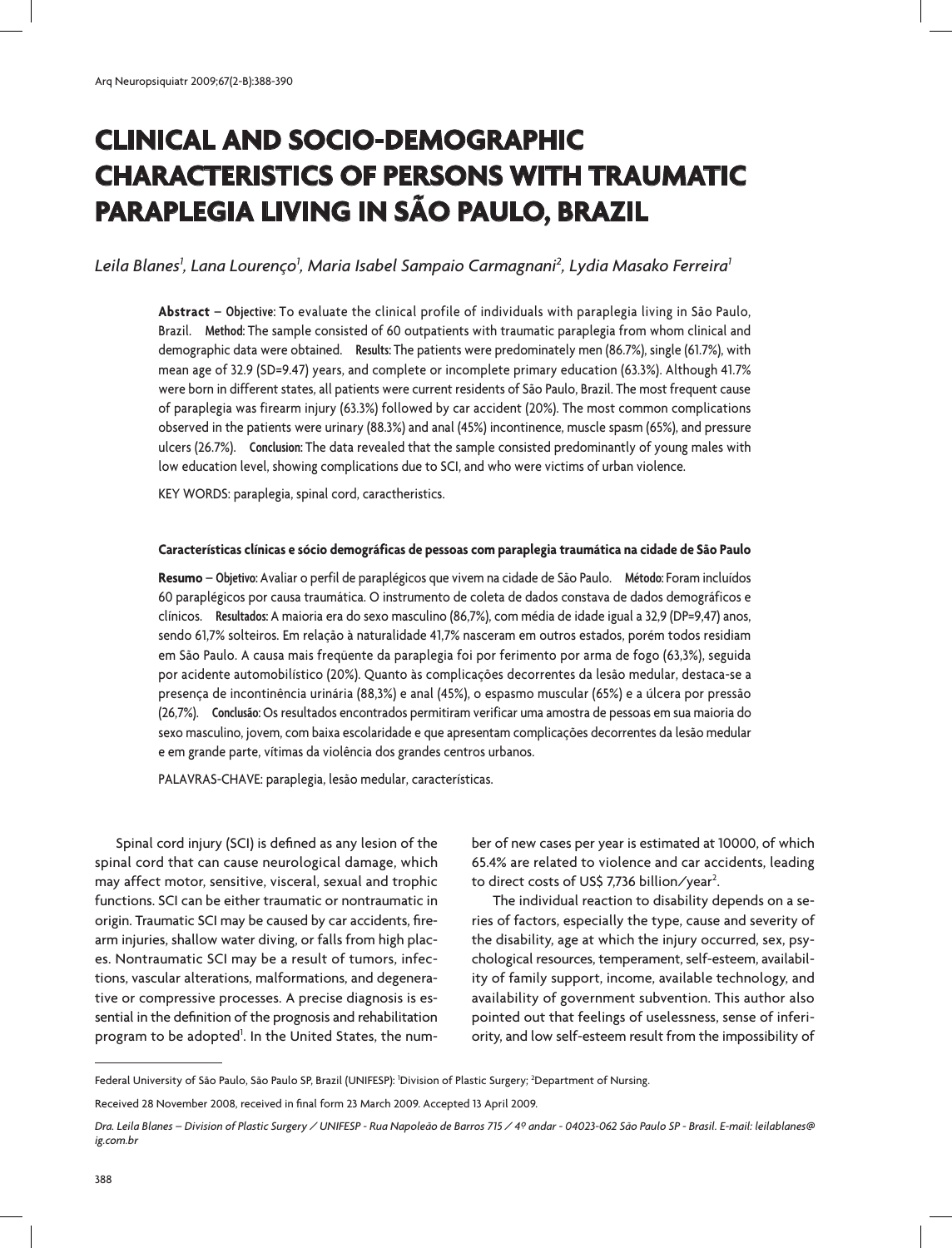# CLINICAL AND SOCIO-DEMOGRAPHIC CHARACTERISTICS OF PERSONS WITH TRAUMATIC PARAPLEGIA LIVING IN SÃO PAULO, BRAZIL

*Leila Blanes[1], Lana Lourenço[1], Maria Isabel Sampaio Carmagnani[2], Lydia Masako Ferreira[1]*

**Abstract** – **Objective:** To evaluate the clinical profile of individuals with paraplegia living in São Paulo, Brazil. **Method:** The sample consisted of 60 outpatients with traumatic paraplegia from whom clinical and demographic data were obtained. **Results:** The patients were predominately men (86.7%), single (61.7%), with mean age of 32.9 (SD=9.47) years, and complete or incomplete primary education (63.3%). Although 41.7% were born in different states, all patients were current residents of São Paulo, Brazil. The most frequent cause of paraplegia was firearm injury (63.3%) followed by car accident (20%). The most common complications observed in the patients were urinary (88.3%) and anal (45%) incontinence, muscle spasm (65%), and pressure ulcers (26.7%). **Conclusion:** The data revealed that the sample consisted predominantly of young males with low education level, showing complications due to SCI, and who were victims of urban violence.

KEY WORDS: paraplegia, spinal cord, caractheristics.

**Características clínicas e sócio demográficas de pessoas com paraplegia traumática na cidade de São Paulo**

**Resumo** – **Objetivo:** Avaliar o perfil de paraplégicos que vivem na cidade de São Paulo. **Método:** Foram incluídos 60 paraplégicos por causa traumática. O instrumento de coleta de dados constava de dados demográficos e clínicos. **Resultados:** A maioria era do sexo masculino (86,7%), com média de idade igual a 32,9 (DP=9,47) anos, sendo 61,7% solteiros. Em relação à naturalidade 41,7% nasceram em outros estados, porém todos residiam em São Paulo. A causa mais freqüente da paraplegia foi por ferimento por arma de fogo (63,3%), seguida por acidente automobilístico (20%). Quanto às complicações decorrentes da lesão medular, destaca-se a presença de incontinência urinária (88,3%) e anal (45%), o espasmo muscular (65%) e a úlcera por pressão (26,7%). **Conclusão:** Os resultados encontrados permitiram verificar uma amostra de pessoas em sua maioria do sexo masculino, jovem, com baixa escolaridade e que apresentam complicações decorrentes da lesão medular e em grande parte, vítimas da violência dos grandes centros urbanos.

PALAVRAS-CHAVE: paraplegia, lesão medular, características.

Spinal cord injury (SCI) is defined as any lesion of the spinal cord that can cause neurological damage, which may affect motor, sensitive, visceral, sexual and trophic functions. SCI can be either traumatic or nontraumatic in origin. Traumatic SCI may be caused by car accidents, firearm injuries, shallow water diving, or falls from high places. Nontraumatic SCI may be a result of tumors, infections, vascular alterations, malformations, and degenerative or compressive processes. A precise diagnosis is essential in the definition of the prognosis and rehabilitation program to be adopted[1]. In the United States, the number of new cases per year is estimated at 10000, of which 65.4% are related to violence and car accidents, leading to direct costs of US$ 7,736 billion/year[2].

The individual reaction to disability depends on a series of factors, especially the type, cause and severity of the disability, age at which the injury occurred, sex, psychological resources, temperament, self-esteem, availability of family support, income, available technology, and availability of government subvention. This author also pointed out that feelings of uselessness, sense of inferiority, and low self-esteem result from the impossibility of

---

Federal University of São Paulo, São Paulo SP, Brazil (UNIFESP): [1]Division of Plastic Surgery; [2]Department of Nursing.

Received 28 November 2008, received in final form 23 March 2009. Accepted 13 April 2009.

*Dra. Leila Blanes – Division of Plastic Surgery / UNIFESP - Rua Napoleão de Barros 715 / 4º andar - 04023-062 São Paulo SP - Brasil. E-mail: leilablanes@ig.com.br*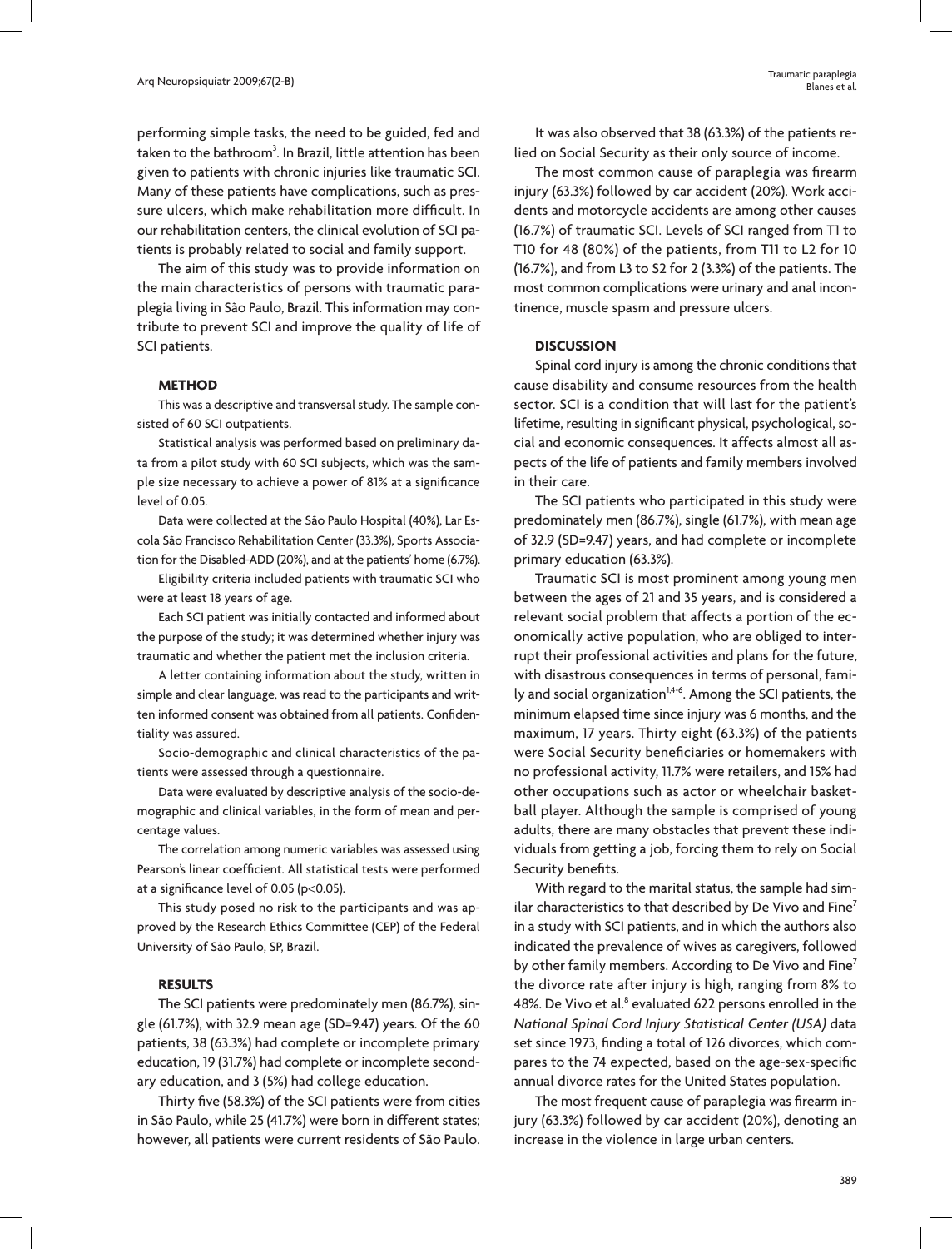performing simple tasks, the need to be guided, fed and taken to the bathroom[3]. In Brazil, little attention has been given to patients with chronic injuries like traumatic SCI. Many of these patients have complications, such as pressure ulcers, which make rehabilitation more difficult. In our rehabilitation centers, the clinical evolution of SCI patients is probably related to social and family support.

The aim of this study was to provide information on the main characteristics of persons with traumatic paraplegia living in São Paulo, Brazil. This information may contribute to prevent SCI and improve the quality of life of SCI patients.

## METHOD

This was a descriptive and transversal study. The sample consisted of 60 SCI outpatients.

Statistical analysis was performed based on preliminary data from a pilot study with 60 SCI subjects, which was the sample size necessary to achieve a power of 81% at a significance level of 0.05.

Data were collected at the São Paulo Hospital (40%), Lar Escola São Francisco Rehabilitation Center (33.3%), Sports Association for the Disabled-ADD (20%), and at the patients' home (6.7%).

Eligibility criteria included patients with traumatic SCI who were at least 18 years of age.

Each SCI patient was initially contacted and informed about the purpose of the study; it was determined whether injury was traumatic and whether the patient met the inclusion criteria.

A letter containing information about the study, written in simple and clear language, was read to the participants and written informed consent was obtained from all patients. Confidentiality was assured.

Socio-demographic and clinical characteristics of the patients were assessed through a questionnaire.

Data were evaluated by descriptive analysis of the socio-demographic and clinical variables, in the form of mean and percentage values.

The correlation among numeric variables was assessed using Pearson's linear coefficient. All statistical tests were performed at a significance level of 0.05 ($p<0.05$).

This study posed no risk to the participants and was approved by the Research Ethics Committee (CEP) of the Federal University of São Paulo, SP, Brazil.

## RESULTS

The SCI patients were predominately men (86.7%), single (61.7%), with 32.9 mean age (SD=9.47) years. Of the 60 patients, 38 (63.3%) had complete or incomplete primary education, 19 (31.7%) had complete or incomplete secondary education, and 3 (5%) had college education.

Thirty five (58.3%) of the SCI patients were from cities in São Paulo, while 25 (41.7%) were born in different states; however, all patients were current residents of São Paulo.

It was also observed that 38 (63.3%) of the patients relied on Social Security as their only source of income.

The most common cause of paraplegia was firearm injury (63.3%) followed by car accident (20%). Work accidents and motorcycle accidents are among other causes (16.7%) of traumatic SCI. Levels of SCI ranged from T1 to T10 for 48 (80%) of the patients, from T11 to L2 for 10 (16.7%), and from L3 to S2 for 2 (3.3%) of the patients. The most common complications were urinary and anal incontinence, muscle spasm and pressure ulcers.

## DISCUSSION

Spinal cord injury is among the chronic conditions that cause disability and consume resources from the health sector. SCI is a condition that will last for the patient's lifetime, resulting in significant physical, psychological, social and economic consequences. It affects almost all aspects of the life of patients and family members involved in their care.

The SCI patients who participated in this study were predominately men (86.7%), single (61.7%), with mean age of 32.9 (SD=9.47) years, and had complete or incomplete primary education (63.3%).

Traumatic SCI is most prominent among young men between the ages of 21 and 35 years, and is considered a relevant social problem that affects a portion of the economically active population, who are obliged to interrupt their professional activities and plans for the future, with disastrous consequences in terms of personal, family and social organization[1,4-6]. Among the SCI patients, the minimum elapsed time since injury was 6 months, and the maximum, 17 years. Thirty eight (63.3%) of the patients were Social Security beneficiaries or homemakers with no professional activity, 11.7% were retailers, and 15% had other occupations such as actor or wheelchair basketball player. Although the sample is comprised of young adults, there are many obstacles that prevent these individuals from getting a job, forcing them to rely on Social Security benefits.

With regard to the marital status, the sample had similar characteristics to that described by De Vivo and Fine[7] in a study with SCI patients, and in which the authors also indicated the prevalence of wives as caregivers, followed by other family members. According to De Vivo and Fine[7] the divorce rate after injury is high, ranging from 8% to 48%. De Vivo et al.[8] evaluated 622 persons enrolled in the *National Spinal Cord Injury Statistical Center (USA)* data set since 1973, finding a total of 126 divorces, which compares to the 74 expected, based on the age-sex-specific annual divorce rates for the United States population.

The most frequent cause of paraplegia was firearm injury (63.3%) followed by car accident (20%), denoting an increase in the violence in large urban centers.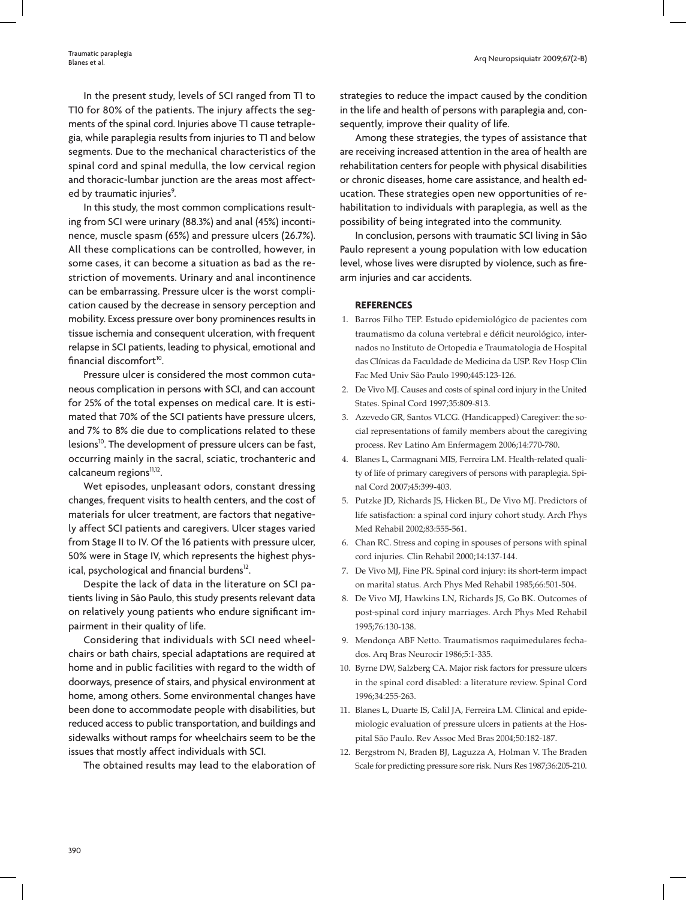In the present study, levels of SCI ranged from T1 to T10 for 80% of the patients. The injury affects the segments of the spinal cord. Injuries above T1 cause tetraplegia, while paraplegia results from injuries to T1 and below segments. Due to the mechanical characteristics of the spinal cord and spinal medulla, the low cervical region and thoracic-lumbar junction are the areas most affected by traumatic injuries[9].

In this study, the most common complications resulting from SCI were urinary (88.3%) and anal (45%) incontinence, muscle spasm (65%) and pressure ulcers (26.7%). All these complications can be controlled, however, in some cases, it can become a situation as bad as the restriction of movements. Urinary and anal incontinence can be embarrassing. Pressure ulcer is the worst complication caused by the decrease in sensory perception and mobility. Excess pressure over bony prominences results in tissue ischemia and consequent ulceration, with frequent relapse in SCI patients, leading to physical, emotional and financial discomfort[10].

Pressure ulcer is considered the most common cutaneous complication in persons with SCI, and can account for 25% of the total expenses on medical care. It is estimated that 70% of the SCI patients have pressure ulcers, and 7% to 8% die due to complications related to these lesions[10]. The development of pressure ulcers can be fast, occurring mainly in the sacral, sciatic, trochanteric and calcaneum regions[11,12].

Wet episodes, unpleasant odors, constant dressing changes, frequent visits to health centers, and the cost of materials for ulcer treatment, are factors that negatively affect SCI patients and caregivers. Ulcer stages varied from Stage II to IV. Of the 16 patients with pressure ulcer, 50% were in Stage IV, which represents the highest physical, psychological and financial burdens[12].

Despite the lack of data in the literature on SCI patients living in São Paulo, this study presents relevant data on relatively young patients who endure significant impairment in their quality of life.

Considering that individuals with SCI need wheelchairs or bath chairs, special adaptations are required at home and in public facilities with regard to the width of doorways, presence of stairs, and physical environment at home, among others. Some environmental changes have been done to accommodate people with disabilities, but reduced access to public transportation, and buildings and sidewalks without ramps for wheelchairs seem to be the issues that mostly affect individuals with SCI.

The obtained results may lead to the elaboration of strategies to reduce the impact caused by the condition in the life and health of persons with paraplegia and, consequently, improve their quality of life.

Among these strategies, the types of assistance that are receiving increased attention in the area of health are rehabilitation centers for people with physical disabilities or chronic diseases, home care assistance, and health education. These strategies open new opportunities of rehabilitation to individuals with paraplegia, as well as the possibility of being integrated into the community.

In conclusion, persons with traumatic SCI living in São Paulo represent a young population with low education level, whose lives were disrupted by violence, such as firearm injuries and car accidents.

## REFERENCES

1. Barros Filho TEP. Estudo epidemiológico de pacientes com traumatismo da coluna vertebral e déficit neurológico, internados no Instituto de Ortopedia e Traumatologia de Hospital das Clínicas da Faculdade de Medicina da USP. Rev Hosp Clin Fac Med Univ São Paulo 1990;445:123-126.
2. De Vivo MJ. Causes and costs of spinal cord injury in the United States. Spinal Cord 1997;35:809-813.
3. Azevedo GR, Santos VLCG. (Handicapped) Caregiver: the social representations of family members about the caregiving process. Rev Latino Am Enfermagem 2006;14:770-780.
4. Blanes L, Carmagnani MIS, Ferreira LM. Health-related quality of life of primary caregivers of persons with paraplegia. Spinal Cord 2007;45:399-403.
5. Putzke JD, Richards JS, Hicken BL, De Vivo MJ. Predictors of life satisfaction: a spinal cord injury cohort study. Arch Phys Med Rehabil 2002;83:555-561.
6. Chan RC. Stress and coping in spouses of persons with spinal cord injuries. Clin Rehabil 2000;14:137-144.
7. De Vivo MJ, Fine PR. Spinal cord injury: its short-term impact on marital status. Arch Phys Med Rehabil 1985;66:501-504.
8. De Vivo MJ, Hawkins LN, Richards JS, Go BK. Outcomes of post-spinal cord injury marriages. Arch Phys Med Rehabil 1995;76:130-138.
9. Mendonça ABF Netto. Traumatismos raquimedulares fechados. Arq Bras Neurocir 1986;5:1-335.
10. Byrne DW, Salzberg CA. Major risk factors for pressure ulcers in the spinal cord disabled: a literature review. Spinal Cord 1996;34:255-263.
11. Blanes L, Duarte IS, Calil JA, Ferreira LM. Clinical and epidemiologic evaluation of pressure ulcers in patients at the Hospital São Paulo. Rev Assoc Med Bras 2004;50:182-187.
12. Bergstrom N, Braden BJ, Laguzza A, Holman V. The Braden Scale for predicting pressure sore risk. Nurs Res 1987;36:205-210.